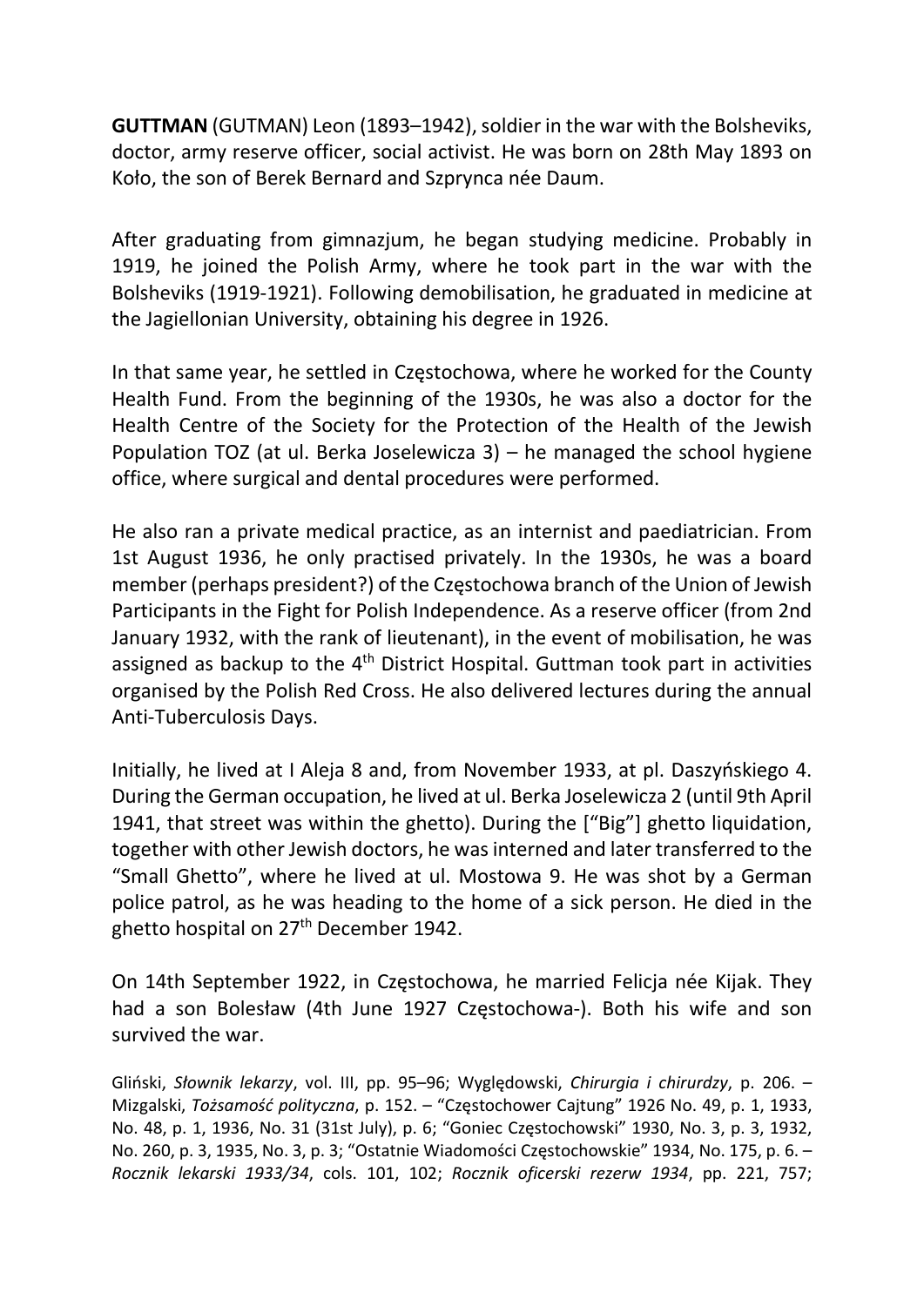**GUTTMAN** (GUTMAN) Leon (1893–1942), soldier in the war with the Bolsheviks, doctor, army reserve officer, social activist. He was born on 28th May 1893 on Koło, the son of Berek Bernard and Szprynca née Daum.

After graduating from gimnazjum, he began studying medicine. Probably in 1919, he joined the Polish Army, where he took part in the war with the Bolsheviks (1919-1921). Following demobilisation, he graduated in medicine at the Jagiellonian University, obtaining his degree in 1926.

In that same year, he settled in Częstochowa, where he worked for the County Health Fund. From the beginning of the 1930s, he was also a doctor for the Health Centre of the Society for the Protection of the Health of the Jewish Population TOZ (at ul. Berka Joselewicza 3) – he managed the school hygiene office, where surgical and dental procedures were performed.

He also ran a private medical practice, as an internist and paediatrician. From 1st August 1936, he only practised privately. In the 1930s, he was a board member (perhaps president?) of the Częstochowa branch of the Union of Jewish Participants in the Fight for Polish Independence. As a reserve officer (from 2nd January 1932, with the rank of lieutenant), in the event of mobilisation, he was assigned as backup to the 4th District Hospital. Guttman took part in activities organised by the Polish Red Cross. He also delivered lectures during the annual Anti-Tuberculosis Days.

Initially, he lived at I Aleja 8 and, from November 1933, at pl. Daszyńskiego 4. During the German occupation, he lived at ul. Berka Joselewicza 2 (until 9th April 1941, that street was within the ghetto). During the ["Big"] ghetto liquidation, together with other Jewish doctors, he was interned and later transferred to the "Small Ghetto", where he lived at ul. Mostowa 9. He was shot by a German police patrol, as he was heading to the home of a sick person. He died in the ghetto hospital on 27th December 1942.

On 14th September 1922, in Częstochowa, he married Felicja née Kijak. They had a son Bolesław (4th June 1927 Częstochowa-). Both his wife and son survived the war.

Gliński, *Słownik lekarzy*, vol. III, pp. 95–96; Wyględowski, *Chirurgia i chirurdzy*, p. 206. – Mizgalski, *Tożsamość polityczna*, p. 152. – "Częstochower Cajtung" 1926 No. 49, p. 1, 1933, No. 48, p. 1, 1936, No. 31 (31st July), p. 6; "Goniec Częstochowski" 1930, No. 3, p. 3, 1932, No. 260, p. 3, 1935, No. 3, p. 3; "Ostatnie Wiadomości Częstochowskie" 1934, No. 175, p. 6. – *Rocznik lekarski 1933/34*, cols. 101, 102; *Rocznik oficerski rezerw 1934*, pp. 221, 757;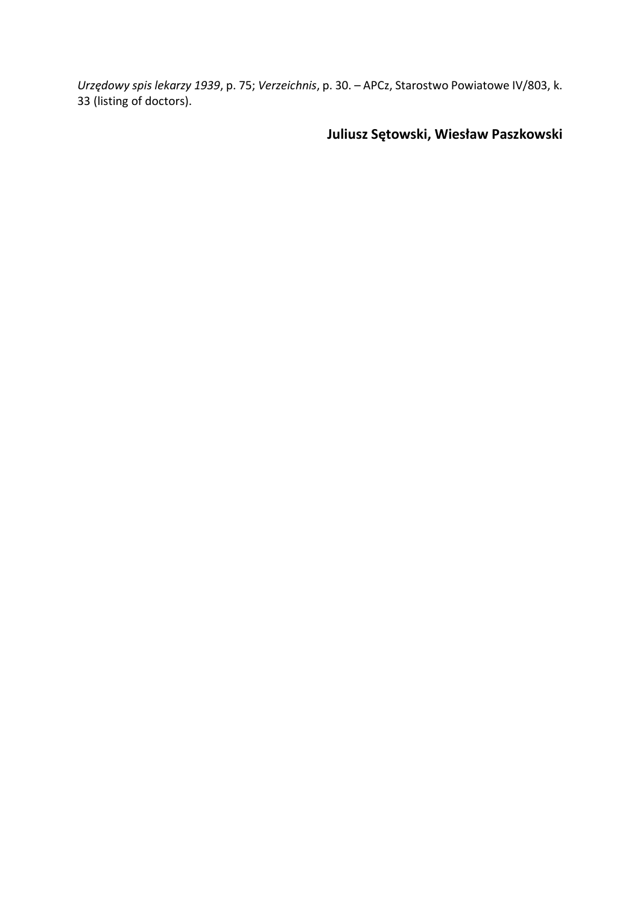*Urzędowy spis lekarzy 1939*, p. 75; *Verzeichnis*, p. 30. – APCz, Starostwo Powiatowe IV/803, k. 33 (listing of doctors).

**Juliusz Sętowski, Wiesław Paszkowski**